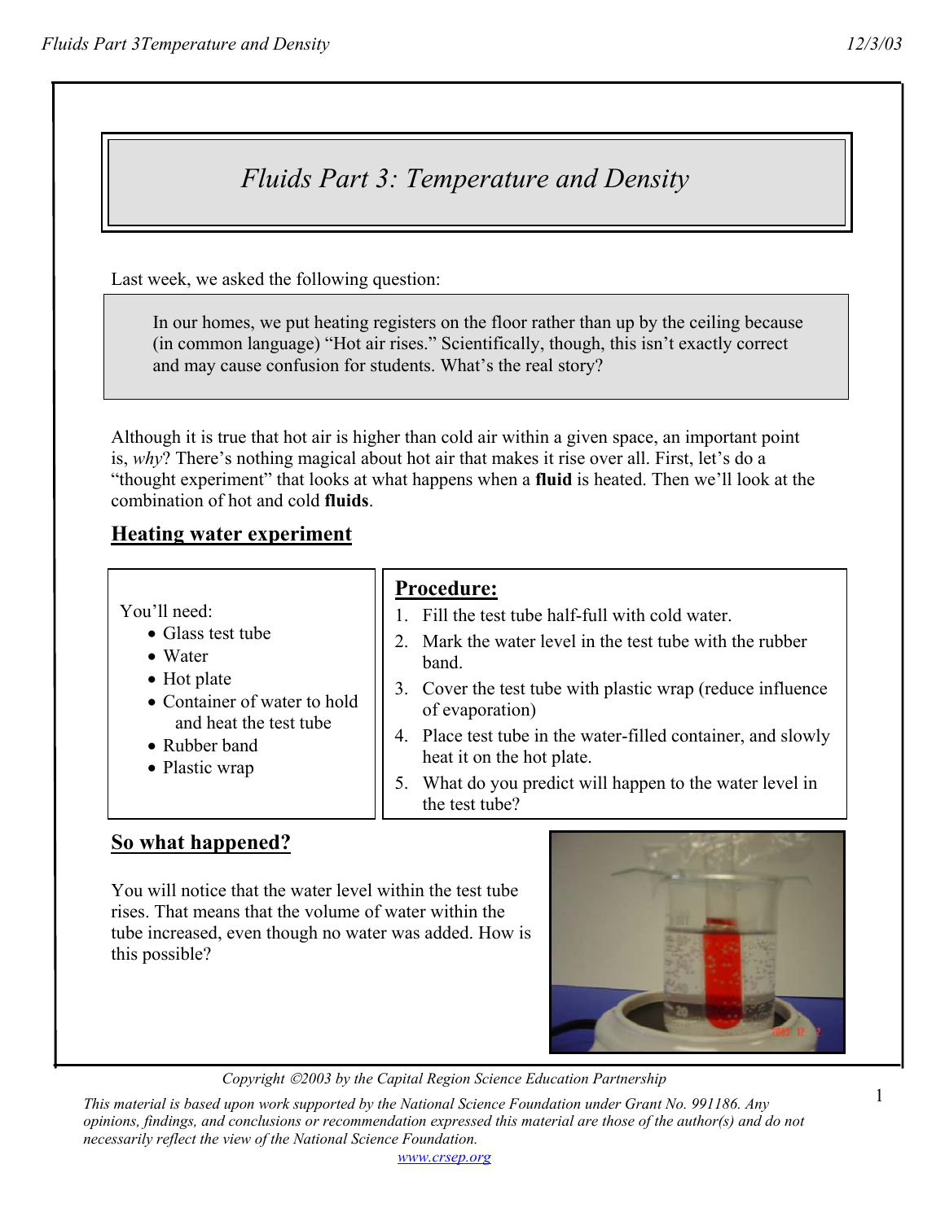# Fluids Part 3: Temperature and Density

Last week, we asked the following question:

> In our homes, we put heating registers on the floor rather than up by the ceiling because (in common language) "Hot air rises." Scientifically, though, this isn't exactly correct and may cause confusion for students. What's the real story?

Although it is true that hot air is higher than cold air within a given space, an important point is, *why*? There's nothing magical about hot air that makes it rise over all. First, let's do a "thought experiment" that looks at what happens when a **fluid** is heated. Then we'll look at the combination of hot and cold **fluids**.

## Heating water experiment

You'll need:

- Glass test tube
- Water
- Hot plate
- Container of water to hold and heat the test tube
- Rubber band
- Plastic wrap

**Procedure:**

1. Fill the test tube half-full with cold water.
2. Mark the water level in the test tube with the rubber band.
3. Cover the test tube with plastic wrap (reduce influence of evaporation)
4. Place test tube in the water-filled container, and slowly heat it on the hot plate.
5. What do you predict will happen to the water level in the test tube?

## So what happened?

You will notice that the water level within the test tube rises. That means that the volume of water within the tube increased, even though no water was added. How is this possible?

Copyright ©2003 by the Capital Region Science Education Partnership

*This material is based upon work supported by the National Science Foundation under Grant No. 991186. Any opinions, findings, and conclusions or recommendation expressed this material are those of the author(s) and do not necessarily reflect the view of the National Science Foundation.*

www.crsep.org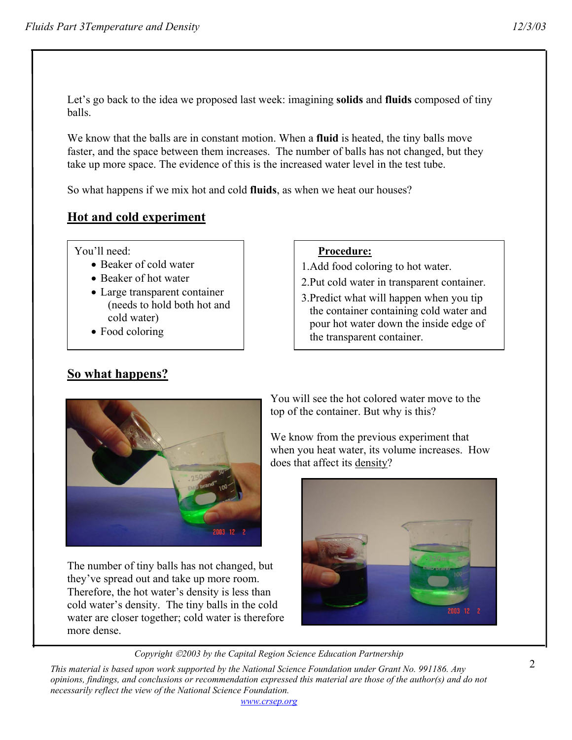Let's go back to the idea we proposed last week: imagining **solids** and **fluids** composed of tiny balls.

We know that the balls are in constant motion. When a **fluid** is heated, the tiny balls move faster, and the space between them increases. The number of balls has not changed, but they take up more space. The evidence of this is the increased water level in the test tube.

So what happens if we mix hot and cold **fluids**, as when we heat our houses?

## Hot and cold experiment

You'll need:

- Beaker of cold water
- Beaker of hot water
- Large transparent container (needs to hold both hot and cold water)
- Food coloring

**Procedure:**

1. Add food coloring to hot water.
2. Put cold water in transparent container.
3. Predict what will happen when you tip the container containing cold water and pour hot water down the inside edge of the transparent container.

## So what happens?

You will see the hot colored water move to the top of the container. But why is this?

We know from the previous experiment that when you heat water, its volume increases. How does that affect its density?

The number of tiny balls has not changed, but they've spread out and take up more room. Therefore, the hot water's density is less than cold water's density. The tiny balls in the cold water are closer together; cold water is therefore more dense.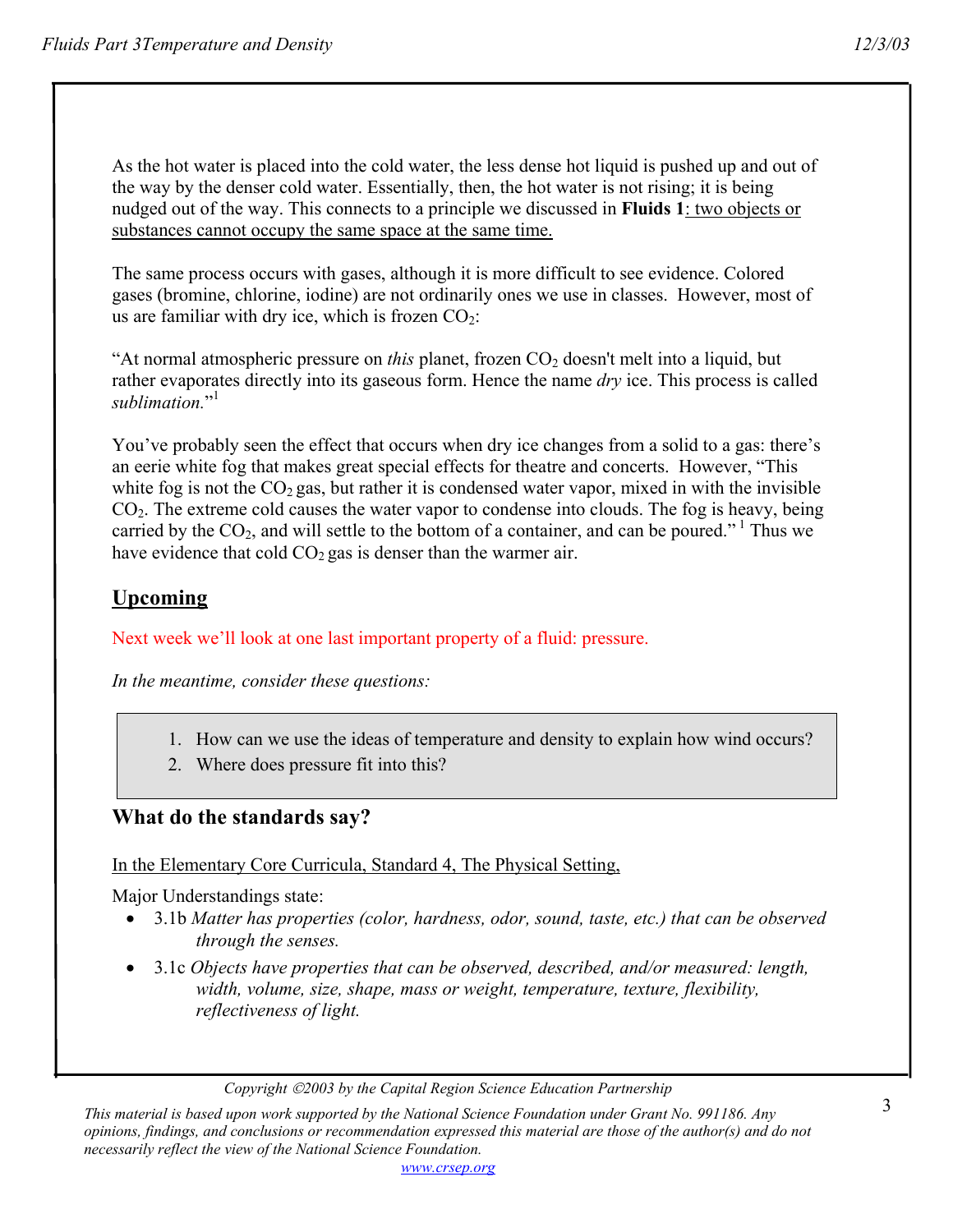As the hot water is placed into the cold water, the less dense hot liquid is pushed up and out of the way by the denser cold water. Essentially, then, the hot water is not rising; it is being nudged out of the way. This connects to a principle we discussed in **Fluids 1**: two objects or substances cannot occupy the same space at the same time.

The same process occurs with gases, although it is more difficult to see evidence. Colored gases (bromine, chlorine, iodine) are not ordinarily ones we use in classes. However, most of us are familiar with dry ice, which is frozen $CO_2$:

"At normal atmospheric pressure on *this* planet, frozen $CO_2$ doesn't melt into a liquid, but rather evaporates directly into its gaseous form. Hence the name *dry* ice. This process is called *sublimation*."[1]

You've probably seen the effect that occurs when dry ice changes from a solid to a gas: there's an eerie white fog that makes great special effects for theatre and concerts. However, "This white fog is not the $CO_2$ gas, but rather it is condensed water vapor, mixed in with the invisible $CO_2$. The extreme cold causes the water vapor to condense into clouds. The fog is heavy, being carried by the $CO_2$, and will settle to the bottom of a container, and can be poured."[1] Thus we have evidence that cold $CO_2$ gas is denser than the warmer air.

## Upcoming

Next week we'll look at one last important property of a fluid: pressure.

*In the meantime, consider these questions:*

1. How can we use the ideas of temperature and density to explain how wind occurs?
2. Where does pressure fit into this?

## What do the standards say?

In the Elementary Core Curricula, Standard 4, The Physical Setting,

Major Understandings state:

- 3.1b *Matter has properties (color, hardness, odor, sound, taste, etc.) that can be observed through the senses.*
- 3.1c *Objects have properties that can be observed, described, and/or measured: length, width, volume, size, shape, mass or weight, temperature, texture, flexibility, reflectiveness of light.*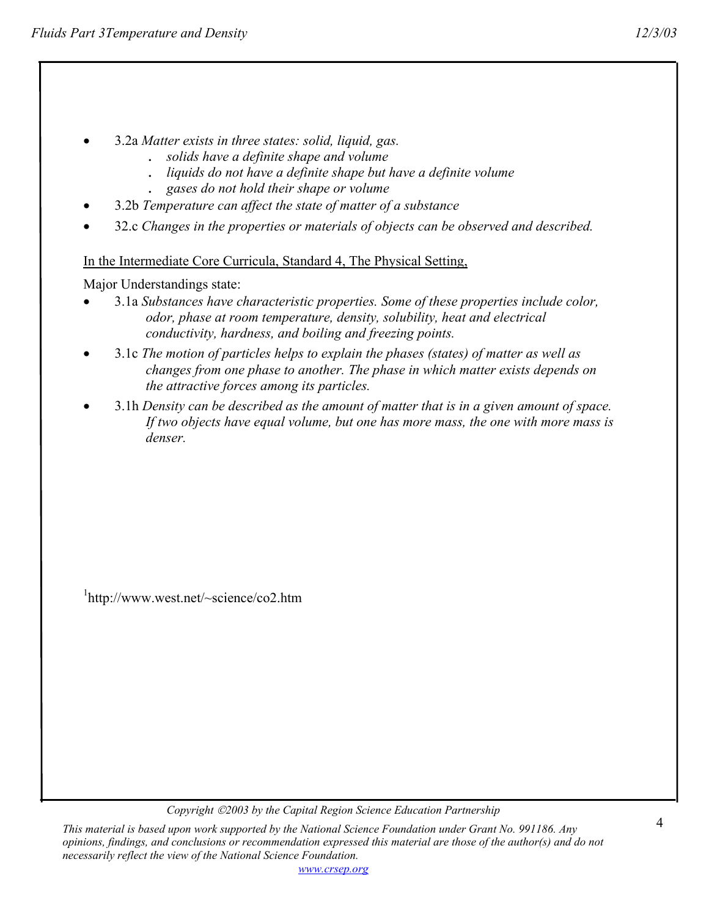- 3.2a *Matter exists in three states: solid, liquid, gas.*
  - *solids have a definite shape and volume*
  - *liquids do not have a definite shape but have a definite volume*
  - *gases do not hold their shape or volume*
- 3.2b *Temperature can affect the state of matter of a substance*
- 32.c *Changes in the properties or materials of objects can be observed and described.*

<u>In the Intermediate Core Curricula, Standard 4, The Physical Setting,</u>

Major Understandings state:

- 3.1a *Substances have characteristic properties. Some of these properties include color, odor, phase at room temperature, density, solubility, heat and electrical conductivity, hardness, and boiling and freezing points.*
- 3.1c *The motion of particles helps to explain the phases (states) of matter as well as changes from one phase to another. The phase in which matter exists depends on the attractive forces among its particles.*
- 3.1h *Density can be described as the amount of matter that is in a given amount of space. If two objects have equal volume, but one has more mass, the one with more mass is denser.*

[1] http://www.west.net/~science/co2.htm

*Copyright ©2003 by the Capital Region Science Education Partnership*

*This material is based upon work supported by the National Science Foundation under Grant No. 991186. Any opinions, findings, and conclusions or recommendation expressed this material are those of the author(s) and do not necessarily reflect the view of the National Science Foundation.*

www.crsep.org